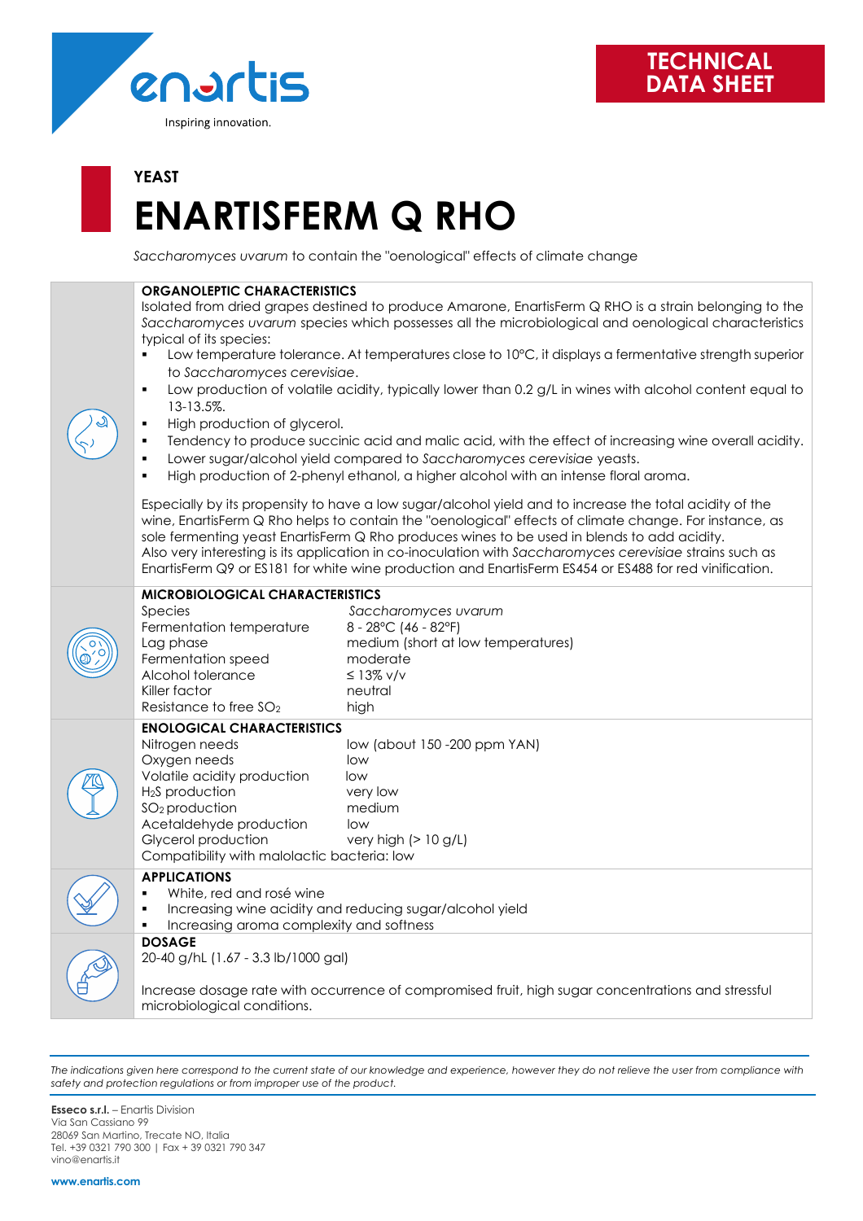enartis

Inspiring innovation.

TECHNICAL DATA SHEET

YEAST

# ENARTISFERM Q RHO

*Saccharomyces uvarum* to contain the "oenological" effects of climate change

## ORGANOLEPTIC CHARACTERISTICS

Isolated from dried grapes destined to produce Amarone, EnartisFerm Q RHO is a strain belonging to the *Saccharomyces uvarum* species which possesses all the microbiological and oenological characteristics typical of its species:

- Low temperature tolerance. At temperatures close to 10°C, it displays a fermentative strength superior to *Saccharomyces cerevisiae*.
- Low production of volatile acidity, typically lower than 0.2 g/L in wines with alcohol content equal to 13-13.5%.
- High production of glycerol.
- Tendency to produce succinic acid and malic acid, with the effect of increasing wine overall acidity.
- Lower sugar/alcohol yield compared to *Saccharomyces cerevisiae* yeasts.
- High production of 2-phenyl ethanol, a higher alcohol with an intense floral aroma.

Especially by its propensity to have a low sugar/alcohol yield and to increase the total acidity of the wine, EnartisFerm Q Rho helps to contain the "oenological" effects of climate change. For instance, as sole fermenting yeast EnartisFerm Q Rho produces wines to be used in blends to add acidity.
Also very interesting is its application in co-inoculation with *Saccharomyces cerevisiae* strains such as EnartisFerm Q9 or ES181 for white wine production and EnartisFerm ES454 or ES488 for red vinification.

## MICROBIOLOGICAL CHARACTERISTICS

| | |
|---|---|
| Species | *Saccharomyces uvarum* |
| Fermentation temperature | 8 - 28°C (46 - 82°F) |
| Lag phase | medium (short at low temperatures) |
| Fermentation speed | moderate |
| Alcohol tolerance | ≤ 13% v/v |
| Killer factor | neutral |
| Resistance to free $SO_2$ | high |

## ENOLOGICAL CHARACTERISTICS

| | |
|---|---|
| Nitrogen needs | low (about 150 -200 ppm YAN) |
| Oxygen needs | low |
| Volatile acidity production | low |
| $H_2S$ production | very low |
| $SO_2$ production | medium |
| Acetaldehyde production | low |
| Glycerol production | very high (> 10 g/L) |

Compatibility with malolactic bacteria: low

## APPLICATIONS

- White, red and rosé wine
- Increasing wine acidity and reducing sugar/alcohol yield
- Increasing aroma complexity and softness

## DOSAGE

20-40 g/hL (1.67 - 3.3 lb/1000 gal)

Increase dosage rate with occurrence of compromised fruit, high sugar concentrations and stressful microbiological conditions.

*The indications given here correspond to the current state of our knowledge and experience, however they do not relieve the user from compliance with safety and protection regulations or from improper use of the product.*

**Esseco s.r.l.** – Enartis Division
Via San Cassiano 99
28069 San Martino, Trecate NO, Italia
Tel. +39 0321 790 300 | Fax + 39 0321 790 347
vino@enartis.it

**www.enartis.com**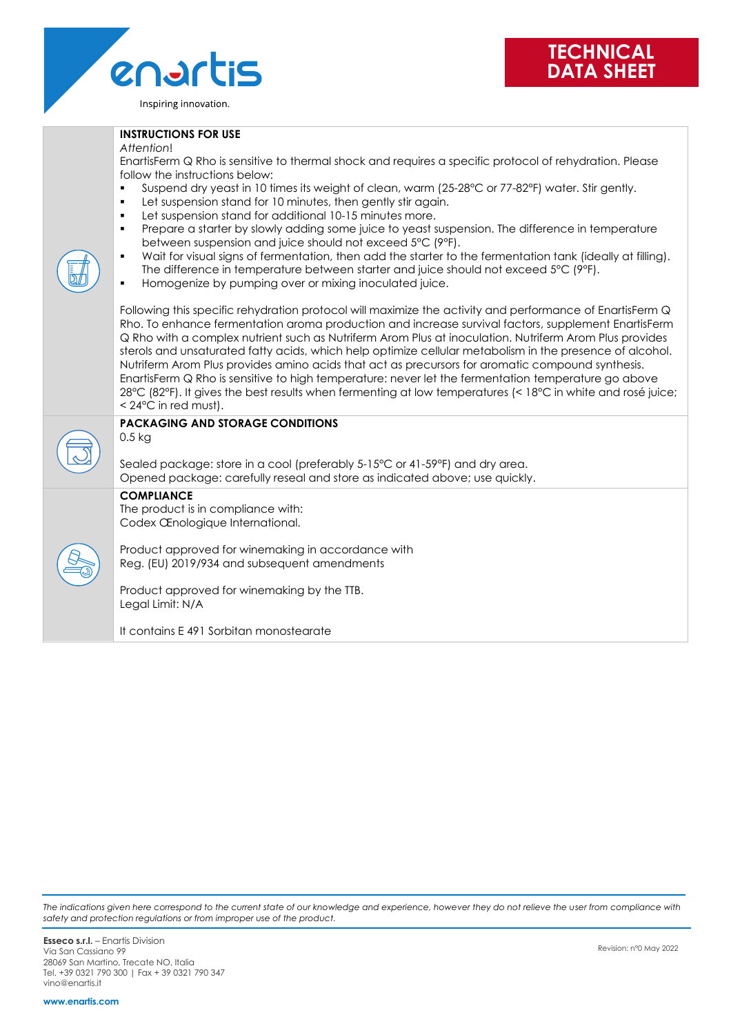## INSTRUCTIONS FOR USE

*Attention!*

EnartisFerm Q Rho is sensitive to thermal shock and requires a specific protocol of rehydration. Please follow the instructions below:

- Suspend dry yeast in 10 times its weight of clean, warm (25-28°C or 77-82°F) water. Stir gently.
- Let suspension stand for 10 minutes, then gently stir again.
- Let suspension stand for additional 10-15 minutes more.
- Prepare a starter by slowly adding some juice to yeast suspension. The difference in temperature between suspension and juice should not exceed 5°C (9°F).
- Wait for visual signs of fermentation, then add the starter to the fermentation tank (ideally at filling). The difference in temperature between starter and juice should not exceed 5°C (9°F).
- Homogenize by pumping over or mixing inoculated juice.

Following this specific rehydration protocol will maximize the activity and performance of EnartisFerm Q Rho. To enhance fermentation aroma production and increase survival factors, supplement EnartisFerm Q Rho with a complex nutrient such as Nutriferm Arom Plus at inoculation. Nutriferm Arom Plus provides sterols and unsaturated fatty acids, which help optimize cellular metabolism in the presence of alcohol. Nutriferm Arom Plus provides amino acids that act as precursors for aromatic compound synthesis. EnartisFerm Q Rho is sensitive to high temperature: never let the fermentation temperature go above 28°C (82°F). It gives the best results when fermenting at low temperatures (< 18°C in white and rosé juice; < 24°C in red must).

## PACKAGING AND STORAGE CONDITIONS

0.5 kg

Sealed package: store in a cool (preferably 5-15°C or 41-59°F) and dry area.
Opened package: carefully reseal and store as indicated above; use quickly.

## COMPLIANCE

The product is in compliance with:
Codex Œnologique International.

Product approved for winemaking in accordance with
Reg. (EU) 2019/934 and subsequent amendments

Product approved for winemaking by the TTB.
Legal Limit: N/A

It contains E 491 Sorbitan monostearate

*The indications given here correspond to the current state of our knowledge and experience, however they do not relieve the user from compliance with safety and protection regulations or from improper use of the product.*

**Esseco s.r.l.** – Enartis Division
Via San Cassiano 99
28069 San Martino, Trecate NO, Italia
Tel. +39 0321 790 300 | Fax + 39 0321 790 347
vino@enartis.it

Revision: n°0 May 2022

**www.enartis.com**